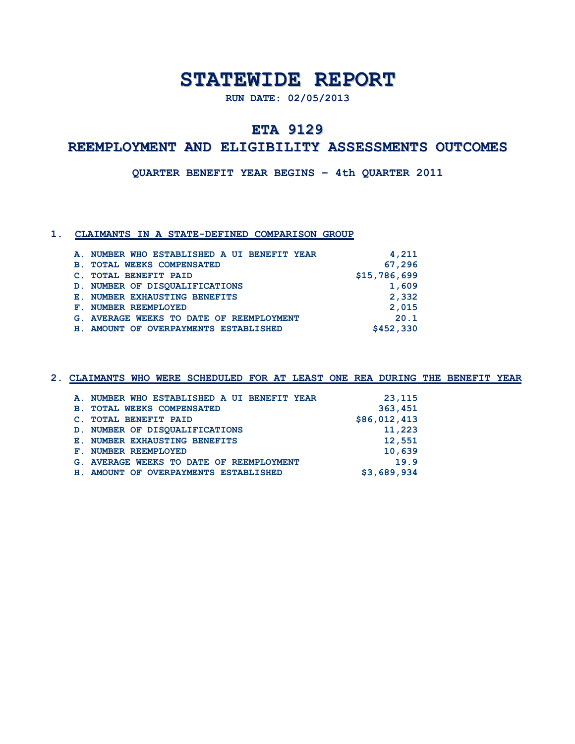# STATEWIDE REPORT

**RUN DATE: 02/05/2013**

## ETA 9129

## REEMPLOYMENT AND ELIGIBILITY ASSESSMENTS OUTCOMES

**QUARTER BENEFIT YEAR BEGINS – 4th QUARTER 2011**

### 1. CLAIMANTS IN A STATE-DEFINED COMPARISON GROUP

| Item | Value |
|---|---|
| A. NUMBER WHO ESTABLISHED A UI BENEFIT YEAR | 4,211 |
| B. TOTAL WEEKS COMPENSATED | 67,296 |
| C. TOTAL BENEFIT PAID | $15,786,699 |
| D. NUMBER OF DISQUALIFICATIONS | 1,609 |
| E. NUMBER EXHAUSTING BENEFITS | 2,332 |
| F. NUMBER REEMPLOYED | 2,015 |
| G. AVERAGE WEEKS TO DATE OF REEMPLOYMENT | 20.1 |
| H. AMOUNT OF OVERPAYMENTS ESTABLISHED | $452,330 |

### 2. CLAIMANTS WHO WERE SCHEDULED FOR AT LEAST ONE REA DURING THE BENEFIT YEAR

| Item | Value |
|---|---|
| A. NUMBER WHO ESTABLISHED A UI BENEFIT YEAR | 23,115 |
| B. TOTAL WEEKS COMPENSATED | 363,451 |
| C. TOTAL BENEFIT PAID | $86,012,413 |
| D. NUMBER OF DISQUALIFICATIONS | 11,223 |
| E. NUMBER EXHAUSTING BENEFITS | 12,551 |
| F. NUMBER REEMPLOYED | 10,639 |
| G. AVERAGE WEEKS TO DATE OF REEMPLOYMENT | 19.9 |
| H. AMOUNT OF OVERPAYMENTS ESTABLISHED | $3,689,934 |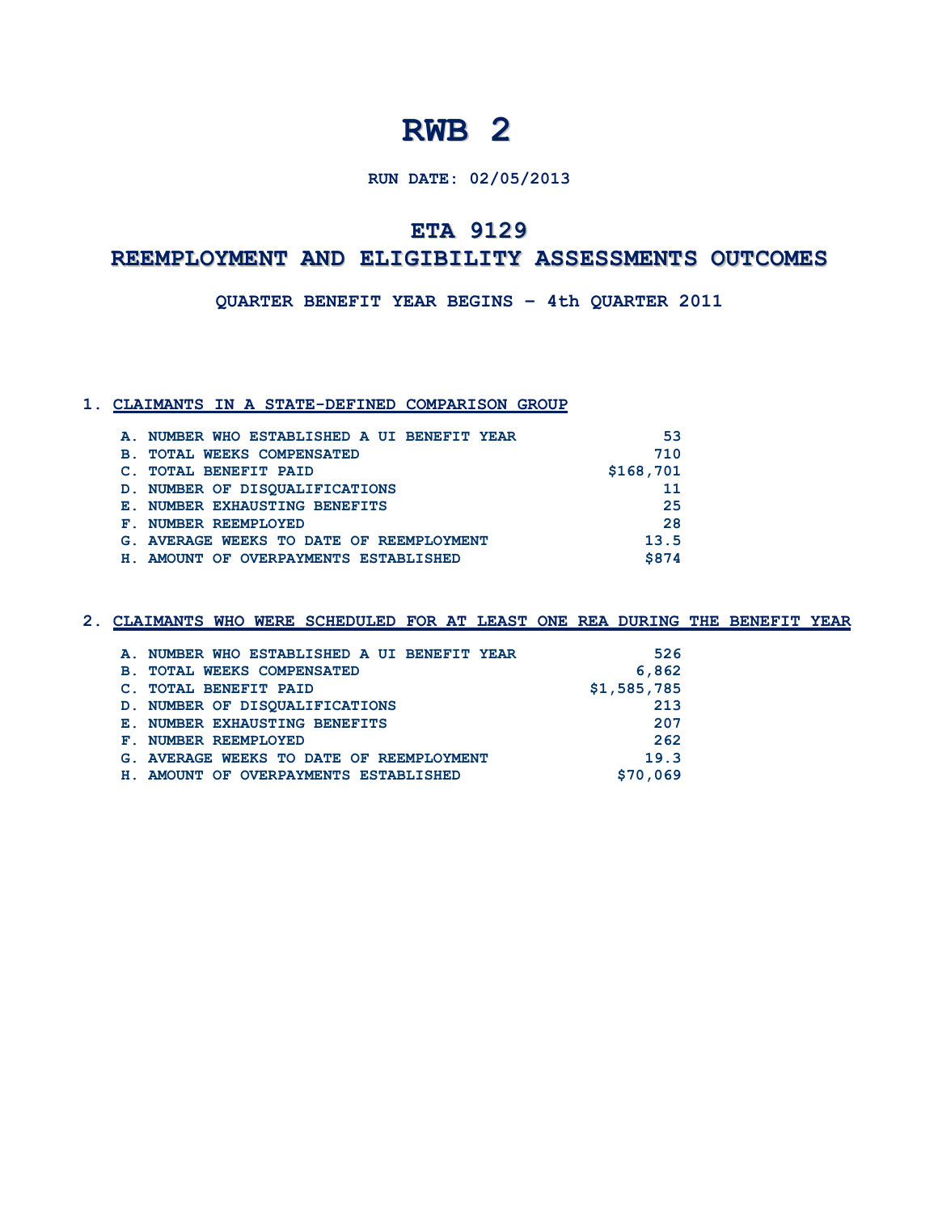# RWB 2

**RUN DATE: 02/05/2013**

## ETA 9129

## REEMPLOYMENT AND ELIGIBILITY ASSESSMENTS OUTCOMES

**QUARTER BENEFIT YEAR BEGINS – 4th QUARTER 2011**

### 1. CLAIMANTS IN A STATE-DEFINED COMPARISON GROUP

| Item | Value |
|---|---|
| A. NUMBER WHO ESTABLISHED A UI BENEFIT YEAR | 53 |
| B. TOTAL WEEKS COMPENSATED | 710 |
| C. TOTAL BENEFIT PAID | $168,701 |
| D. NUMBER OF DISQUALIFICATIONS | 11 |
| E. NUMBER EXHAUSTING BENEFITS | 25 |
| F. NUMBER REEMPLOYED | 28 |
| G. AVERAGE WEEKS TO DATE OF REEMPLOYMENT | 13.5 |
| H. AMOUNT OF OVERPAYMENTS ESTABLISHED | $874 |

### 2. CLAIMANTS WHO WERE SCHEDULED FOR AT LEAST ONE REA DURING THE BENEFIT YEAR

| Item | Value |
|---|---|
| A. NUMBER WHO ESTABLISHED A UI BENEFIT YEAR | 526 |
| B. TOTAL WEEKS COMPENSATED | 6,862 |
| C. TOTAL BENEFIT PAID | $1,585,785 |
| D. NUMBER OF DISQUALIFICATIONS | 213 |
| E. NUMBER EXHAUSTING BENEFITS | 207 |
| F. NUMBER REEMPLOYED | 262 |
| G. AVERAGE WEEKS TO DATE OF REEMPLOYMENT | 19.3 |
| H. AMOUNT OF OVERPAYMENTS ESTABLISHED | $70,069 |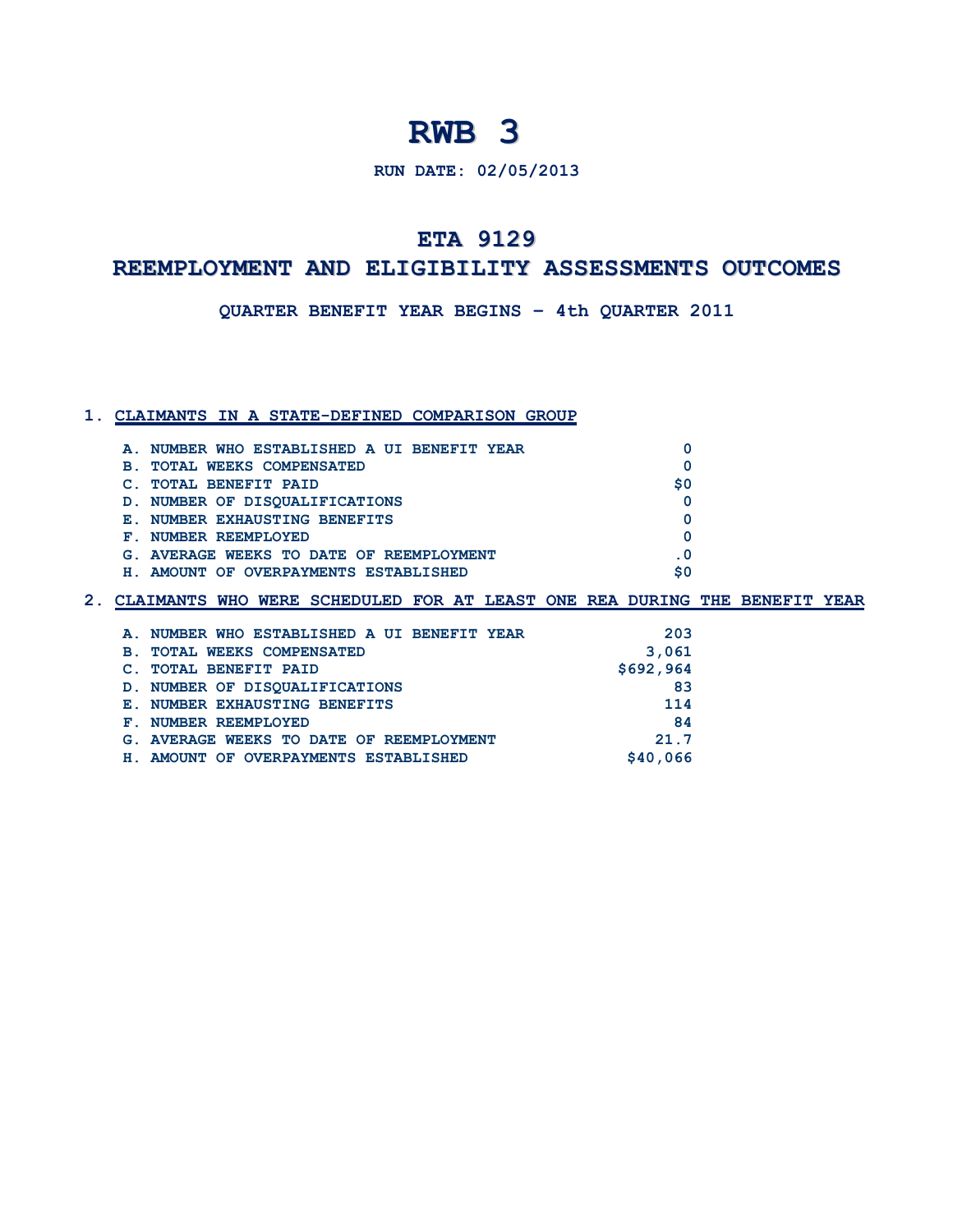# RWB 3

**RUN DATE: 02/05/2013**

## ETA 9129

## REEMPLOYMENT AND ELIGIBILITY ASSESSMENTS OUTCOMES

**QUARTER BENEFIT YEAR BEGINS – 4th QUARTER 2011**

### 1. CLAIMANTS IN A STATE-DEFINED COMPARISON GROUP

| | |
|---|---|
| A. NUMBER WHO ESTABLISHED A UI BENEFIT YEAR | 0 |
| B. TOTAL WEEKS COMPENSATED | 0 |
| C. TOTAL BENEFIT PAID | $0 |
| D. NUMBER OF DISQUALIFICATIONS | 0 |
| E. NUMBER EXHAUSTING BENEFITS | 0 |
| F. NUMBER REEMPLOYED | 0 |
| G. AVERAGE WEEKS TO DATE OF REEMPLOYMENT | .0 |
| H. AMOUNT OF OVERPAYMENTS ESTABLISHED | $0 |

### 2. CLAIMANTS WHO WERE SCHEDULED FOR AT LEAST ONE REA DURING THE BENEFIT YEAR

| | |
|---|---|
| A. NUMBER WHO ESTABLISHED A UI BENEFIT YEAR | 203 |
| B. TOTAL WEEKS COMPENSATED | 3,061 |
| C. TOTAL BENEFIT PAID | $692,964 |
| D. NUMBER OF DISQUALIFICATIONS | 83 |
| E. NUMBER EXHAUSTING BENEFITS | 114 |
| F. NUMBER REEMPLOYED | 84 |
| G. AVERAGE WEEKS TO DATE OF REEMPLOYMENT | 21.7 |
| H. AMOUNT OF OVERPAYMENTS ESTABLISHED | $40,066 |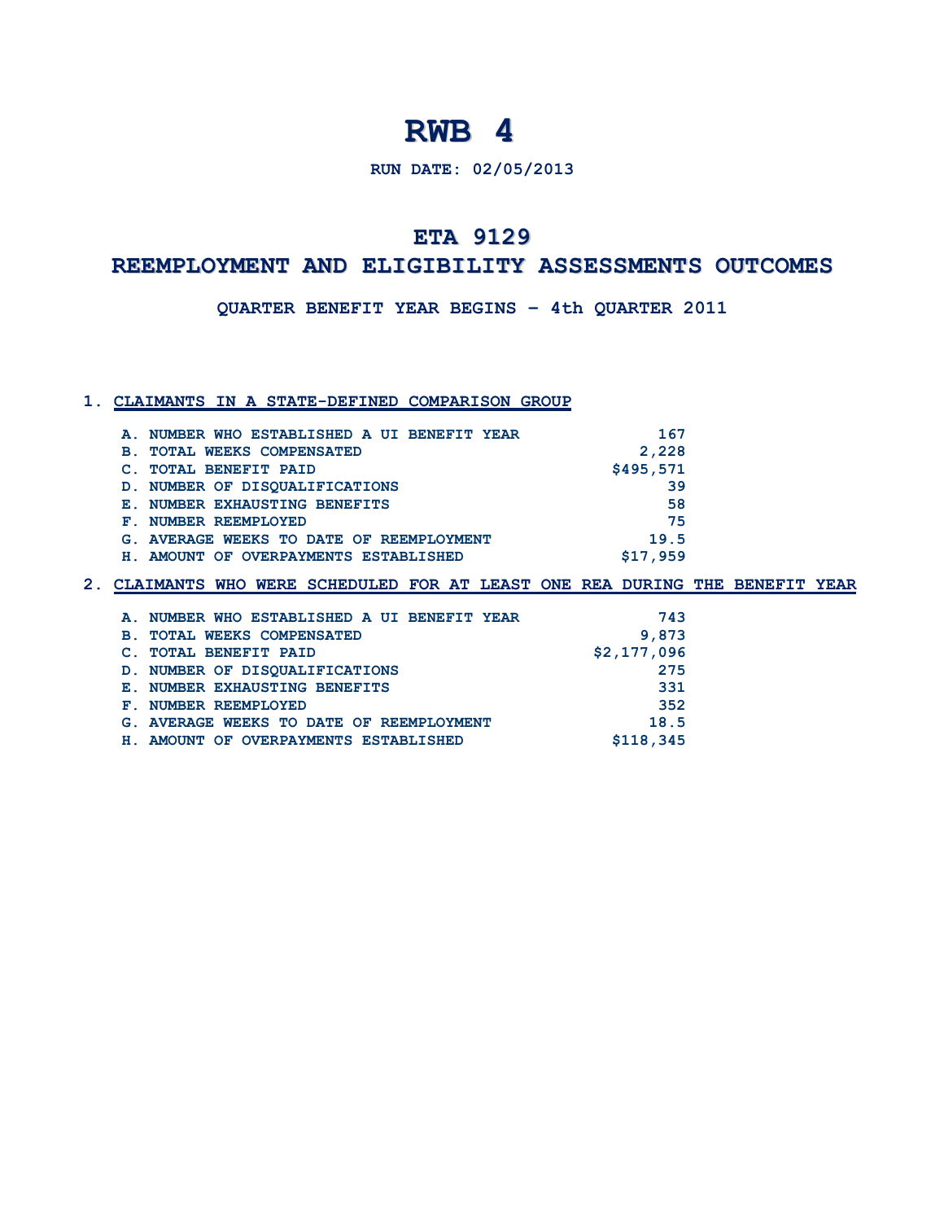# RWB 4

**RUN DATE: 02/05/2013**

## ETA 9129

## REEMPLOYMENT AND ELIGIBILITY ASSESSMENTS OUTCOMES

**QUARTER BENEFIT YEAR BEGINS – 4th QUARTER 2011**

### 1. CLAIMANTS IN A STATE-DEFINED COMPARISON GROUP

| | |
|---|---|
| A. NUMBER WHO ESTABLISHED A UI BENEFIT YEAR | 167 |
| B. TOTAL WEEKS COMPENSATED | 2,228 |
| C. TOTAL BENEFIT PAID | $495,571 |
| D. NUMBER OF DISQUALIFICATIONS | 39 |
| E. NUMBER EXHAUSTING BENEFITS | 58 |
| F. NUMBER REEMPLOYED | 75 |
| G. AVERAGE WEEKS TO DATE OF REEMPLOYMENT | 19.5 |
| H. AMOUNT OF OVERPAYMENTS ESTABLISHED | $17,959 |

### 2. CLAIMANTS WHO WERE SCHEDULED FOR AT LEAST ONE REA DURING THE BENEFIT YEAR

| | |
|---|---|
| A. NUMBER WHO ESTABLISHED A UI BENEFIT YEAR | 743 |
| B. TOTAL WEEKS COMPENSATED | 9,873 |
| C. TOTAL BENEFIT PAID | $2,177,096 |
| D. NUMBER OF DISQUALIFICATIONS | 275 |
| E. NUMBER EXHAUSTING BENEFITS | 331 |
| F. NUMBER REEMPLOYED | 352 |
| G. AVERAGE WEEKS TO DATE OF REEMPLOYMENT | 18.5 |
| H. AMOUNT OF OVERPAYMENTS ESTABLISHED | $118,345 |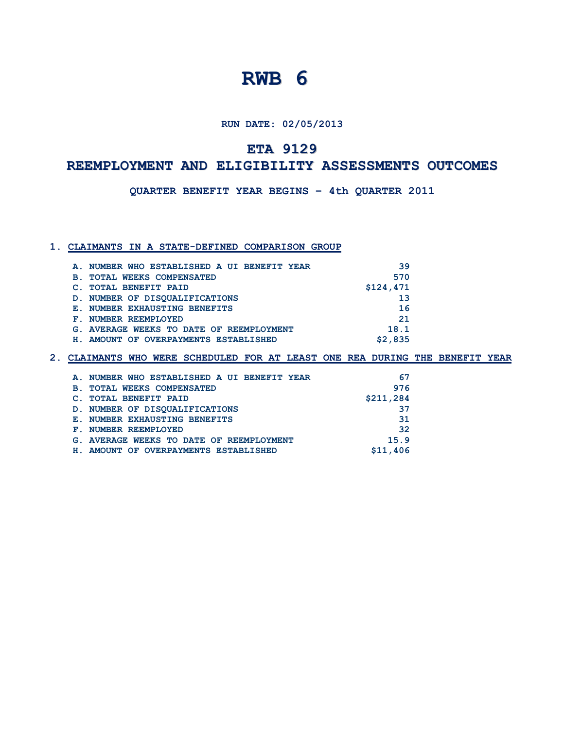# RWB 6

**RUN DATE: 02/05/2013**

## ETA 9129

## REEMPLOYMENT AND ELIGIBILITY ASSESSMENTS OUTCOMES

**QUARTER BENEFIT YEAR BEGINS – 4th QUARTER 2011**

### 1. CLAIMANTS IN A STATE-DEFINED COMPARISON GROUP

| | |
|---|---:|
| A. NUMBER WHO ESTABLISHED A UI BENEFIT YEAR | 39 |
| B. TOTAL WEEKS COMPENSATED | 570 |
| C. TOTAL BENEFIT PAID | $124,471 |
| D. NUMBER OF DISQUALIFICATIONS | 13 |
| E. NUMBER EXHAUSTING BENEFITS | 16 |
| F. NUMBER REEMPLOYED | 21 |
| G. AVERAGE WEEKS TO DATE OF REEMPLOYMENT | 18.1 |
| H. AMOUNT OF OVERPAYMENTS ESTABLISHED | $2,835 |

### 2. CLAIMANTS WHO WERE SCHEDULED FOR AT LEAST ONE REA DURING THE BENEFIT YEAR

| | |
|---|---:|
| A. NUMBER WHO ESTABLISHED A UI BENEFIT YEAR | 67 |
| B. TOTAL WEEKS COMPENSATED | 976 |
| C. TOTAL BENEFIT PAID | $211,284 |
| D. NUMBER OF DISQUALIFICATIONS | 37 |
| E. NUMBER EXHAUSTING BENEFITS | 31 |
| F. NUMBER REEMPLOYED | 32 |
| G. AVERAGE WEEKS TO DATE OF REEMPLOYMENT | 15.9 |
| H. AMOUNT OF OVERPAYMENTS ESTABLISHED | $11,406 |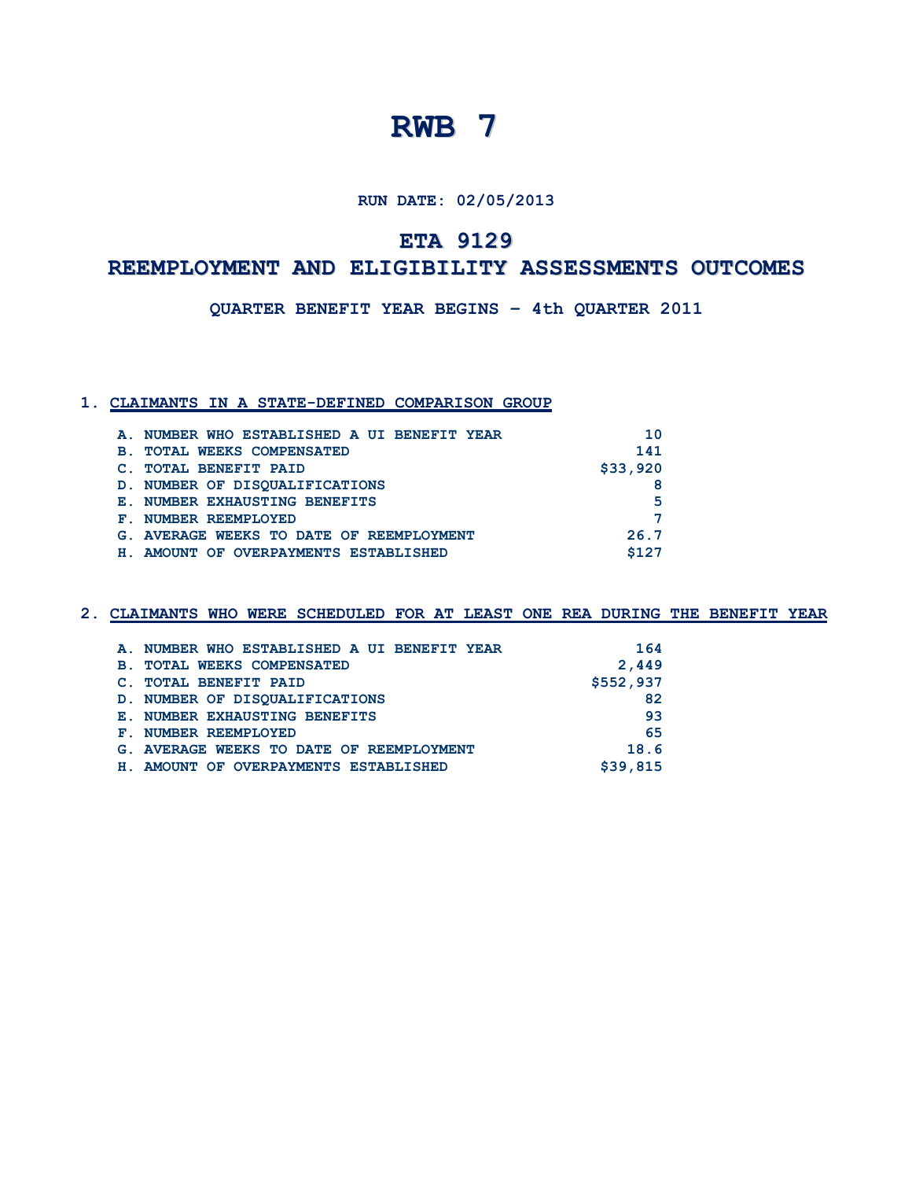# RWB 7

**RUN DATE: 02/05/2013**

## ETA 9129

## REEMPLOYMENT AND ELIGIBILITY ASSESSMENTS OUTCOMES

**QUARTER BENEFIT YEAR BEGINS – 4th QUARTER 2011**

### 1. CLAIMANTS IN A STATE-DEFINED COMPARISON GROUP

| | |
|---|---|
| A. NUMBER WHO ESTABLISHED A UI BENEFIT YEAR | 10 |
| B. TOTAL WEEKS COMPENSATED | 141 |
| C. TOTAL BENEFIT PAID | $33,920 |
| D. NUMBER OF DISQUALIFICATIONS | 8 |
| E. NUMBER EXHAUSTING BENEFITS | 5 |
| F. NUMBER REEMPLOYED | 7 |
| G. AVERAGE WEEKS TO DATE OF REEMPLOYMENT | 26.7 |
| H. AMOUNT OF OVERPAYMENTS ESTABLISHED | $127 |

### 2. CLAIMANTS WHO WERE SCHEDULED FOR AT LEAST ONE REA DURING THE BENEFIT YEAR

| | |
|---|---|
| A. NUMBER WHO ESTABLISHED A UI BENEFIT YEAR | 164 |
| B. TOTAL WEEKS COMPENSATED | 2,449 |
| C. TOTAL BENEFIT PAID | $552,937 |
| D. NUMBER OF DISQUALIFICATIONS | 82 |
| E. NUMBER EXHAUSTING BENEFITS | 93 |
| F. NUMBER REEMPLOYED | 65 |
| G. AVERAGE WEEKS TO DATE OF REEMPLOYMENT | 18.6 |
| H. AMOUNT OF OVERPAYMENTS ESTABLISHED | $39,815 |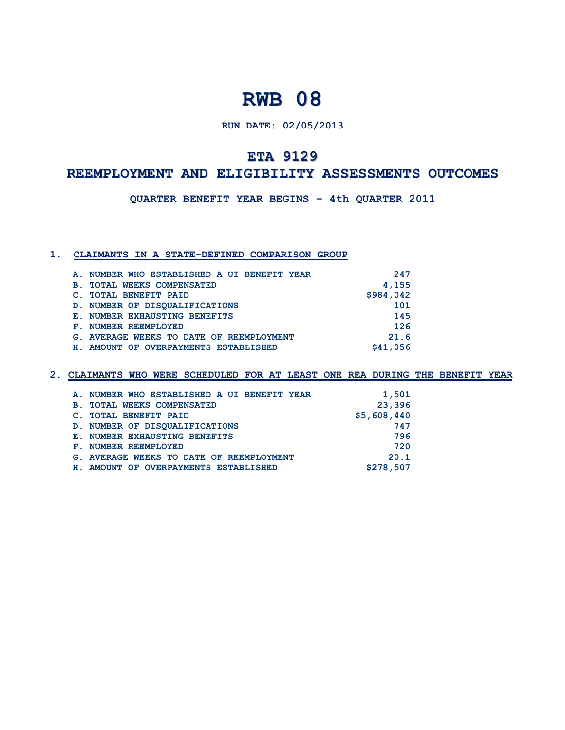# RWB 08

**RUN DATE: 02/05/2013**

## ETA 9129

## REEMPLOYMENT AND ELIGIBILITY ASSESSMENTS OUTCOMES

**QUARTER BENEFIT YEAR BEGINS – 4th QUARTER 2011**

### 1. CLAIMANTS IN A STATE-DEFINED COMPARISON GROUP

| | |
|---|---:|
| A. NUMBER WHO ESTABLISHED A UI BENEFIT YEAR | 247 |
| B. TOTAL WEEKS COMPENSATED | 4,155 |
| C. TOTAL BENEFIT PAID | $984,042 |
| D. NUMBER OF DISQUALIFICATIONS | 101 |
| E. NUMBER EXHAUSTING BENEFITS | 145 |
| F. NUMBER REEMPLOYED | 126 |
| G. AVERAGE WEEKS TO DATE OF REEMPLOYMENT | 21.6 |
| H. AMOUNT OF OVERPAYMENTS ESTABLISHED | $41,056 |

### 2. CLAIMANTS WHO WERE SCHEDULED FOR AT LEAST ONE REA DURING THE BENEFIT YEAR

| | |
|---|---:|
| A. NUMBER WHO ESTABLISHED A UI BENEFIT YEAR | 1,501 |
| B. TOTAL WEEKS COMPENSATED | 23,396 |
| C. TOTAL BENEFIT PAID | $5,608,440 |
| D. NUMBER OF DISQUALIFICATIONS | 747 |
| E. NUMBER EXHAUSTING BENEFITS | 796 |
| F. NUMBER REEMPLOYED | 720 |
| G. AVERAGE WEEKS TO DATE OF REEMPLOYMENT | 20.1 |
| H. AMOUNT OF OVERPAYMENTS ESTABLISHED | $278,507 |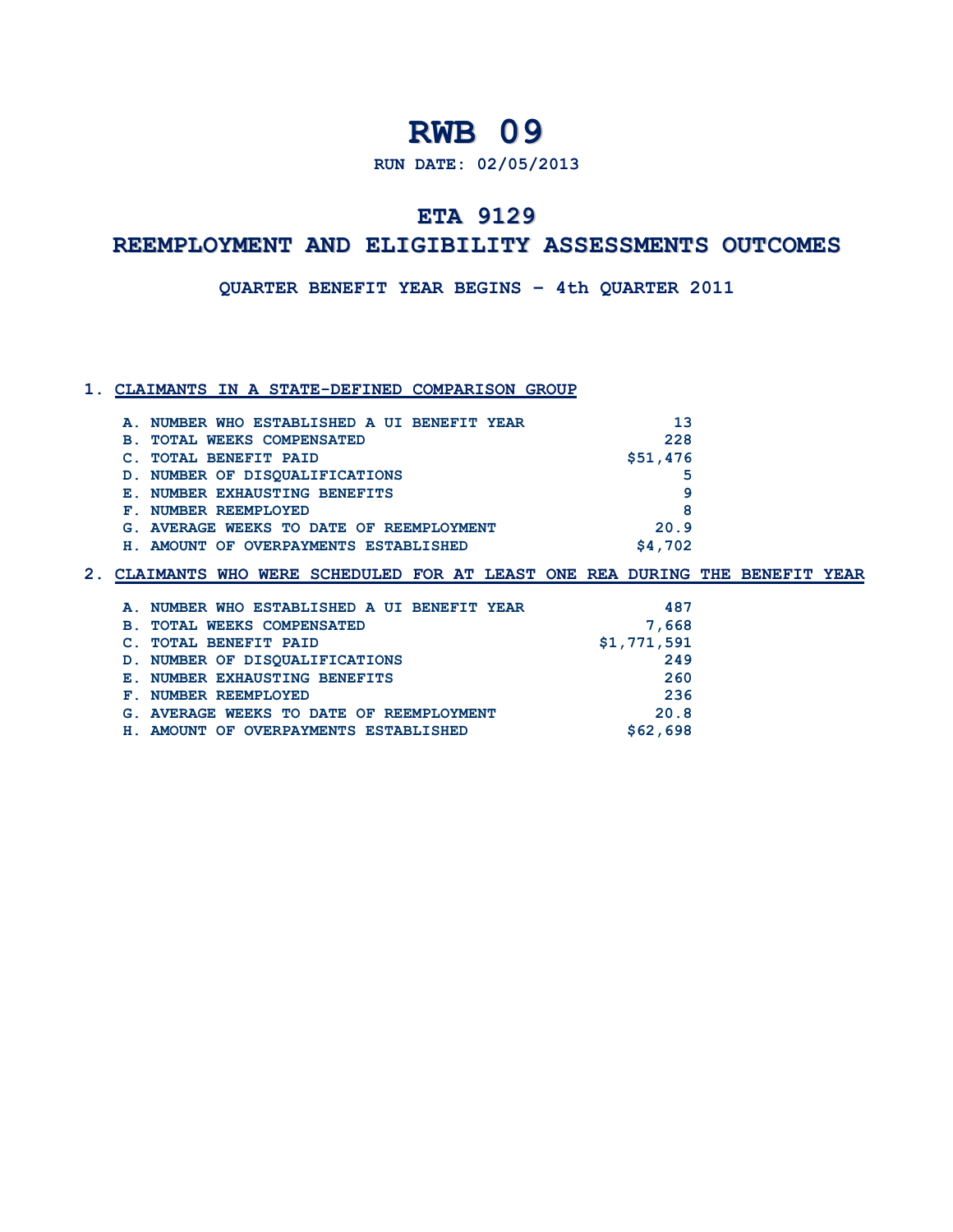# RWB 09

**RUN DATE: 02/05/2013**

## ETA 9129

## REEMPLOYMENT AND ELIGIBILITY ASSESSMENTS OUTCOMES

**QUARTER BENEFIT YEAR BEGINS – 4th QUARTER 2011**

### 1. CLAIMANTS IN A STATE-DEFINED COMPARISON GROUP

| | |
|---|---|
| A. NUMBER WHO ESTABLISHED A UI BENEFIT YEAR | 13 |
| B. TOTAL WEEKS COMPENSATED | 228 |
| C. TOTAL BENEFIT PAID | $51,476 |
| D. NUMBER OF DISQUALIFICATIONS | 5 |
| E. NUMBER EXHAUSTING BENEFITS | 9 |
| F. NUMBER REEMPLOYED | 8 |
| G. AVERAGE WEEKS TO DATE OF REEMPLOYMENT | 20.9 |
| H. AMOUNT OF OVERPAYMENTS ESTABLISHED | $4,702 |

### 2. CLAIMANTS WHO WERE SCHEDULED FOR AT LEAST ONE REA DURING THE BENEFIT YEAR

| | |
|---|---|
| A. NUMBER WHO ESTABLISHED A UI BENEFIT YEAR | 487 |
| B. TOTAL WEEKS COMPENSATED | 7,668 |
| C. TOTAL BENEFIT PAID | $1,771,591 |
| D. NUMBER OF DISQUALIFICATIONS | 249 |
| E. NUMBER EXHAUSTING BENEFITS | 260 |
| F. NUMBER REEMPLOYED | 236 |
| G. AVERAGE WEEKS TO DATE OF REEMPLOYMENT | 20.8 |
| H. AMOUNT OF OVERPAYMENTS ESTABLISHED | $62,698 |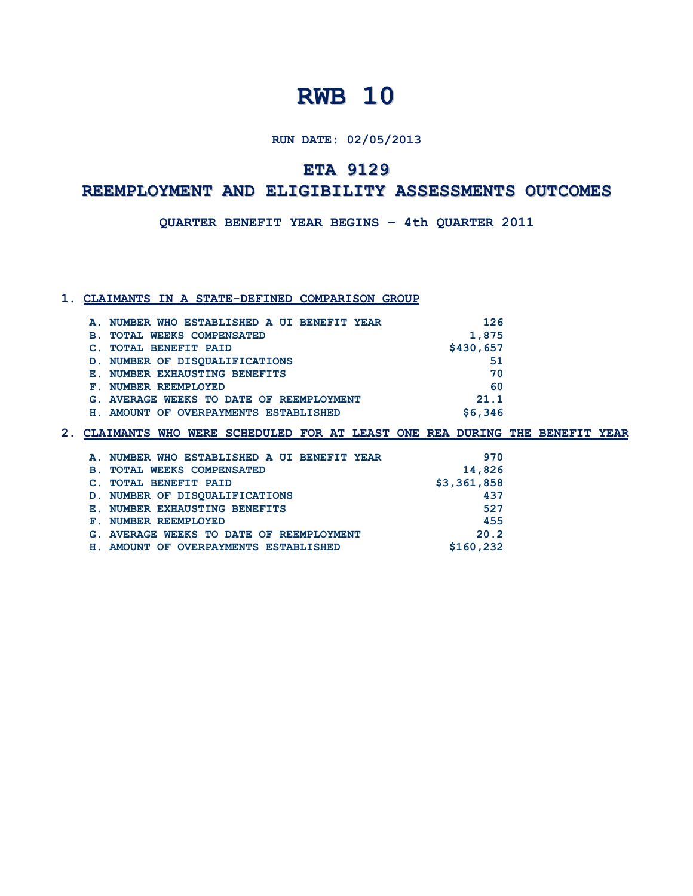# RWB 10

**RUN DATE: 02/05/2013**

## ETA 9129

## REEMPLOYMENT AND ELIGIBILITY ASSESSMENTS OUTCOMES

**QUARTER BENEFIT YEAR BEGINS – 4th QUARTER 2011**

### 1. CLAIMANTS IN A STATE-DEFINED COMPARISON GROUP

| | |
|---|---|
| A. NUMBER WHO ESTABLISHED A UI BENEFIT YEAR | 126 |
| B. TOTAL WEEKS COMPENSATED | 1,875 |
| C. TOTAL BENEFIT PAID | $430,657 |
| D. NUMBER OF DISQUALIFICATIONS | 51 |
| E. NUMBER EXHAUSTING BENEFITS | 70 |
| F. NUMBER REEMPLOYED | 60 |
| G. AVERAGE WEEKS TO DATE OF REEMPLOYMENT | 21.1 |
| H. AMOUNT OF OVERPAYMENTS ESTABLISHED | $6,346 |

### 2. CLAIMANTS WHO WERE SCHEDULED FOR AT LEAST ONE REA DURING THE BENEFIT YEAR

| | |
|---|---|
| A. NUMBER WHO ESTABLISHED A UI BENEFIT YEAR | 970 |
| B. TOTAL WEEKS COMPENSATED | 14,826 |
| C. TOTAL BENEFIT PAID | $3,361,858 |
| D. NUMBER OF DISQUALIFICATIONS | 437 |
| E. NUMBER EXHAUSTING BENEFITS | 527 |
| F. NUMBER REEMPLOYED | 455 |
| G. AVERAGE WEEKS TO DATE OF REEMPLOYMENT | 20.2 |
| H. AMOUNT OF OVERPAYMENTS ESTABLISHED | $160,232 |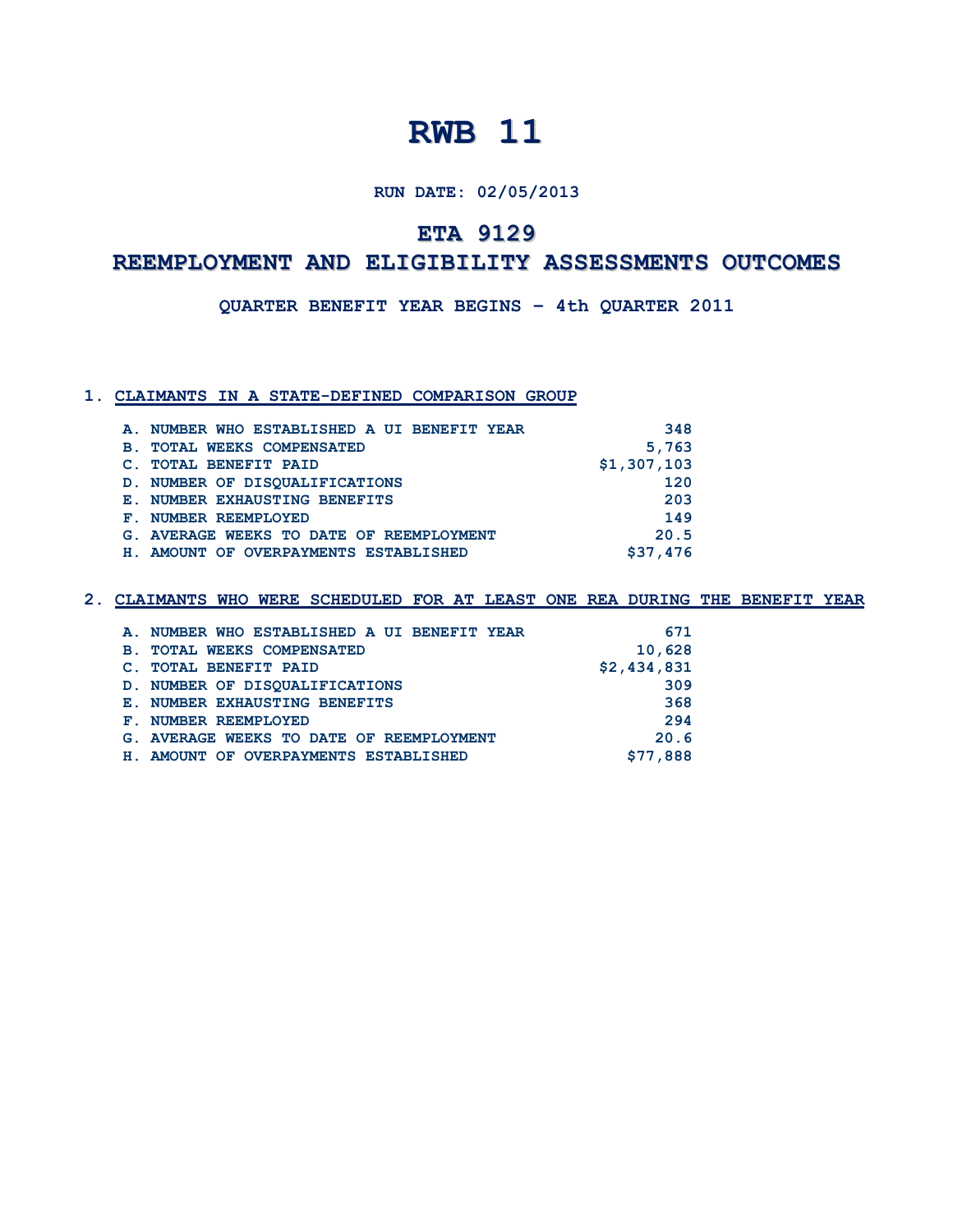# RWB 11

**RUN DATE: 02/05/2013**

## ETA 9129

## REEMPLOYMENT AND ELIGIBILITY ASSESSMENTS OUTCOMES

**QUARTER BENEFIT YEAR BEGINS – 4th QUARTER 2011**

### 1. CLAIMANTS IN A STATE-DEFINED COMPARISON GROUP

| | |
|---|---|
| A. NUMBER WHO ESTABLISHED A UI BENEFIT YEAR | 348 |
| B. TOTAL WEEKS COMPENSATED | 5,763 |
| C. TOTAL BENEFIT PAID | $1,307,103 |
| D. NUMBER OF DISQUALIFICATIONS | 120 |
| E. NUMBER EXHAUSTING BENEFITS | 203 |
| F. NUMBER REEMPLOYED | 149 |
| G. AVERAGE WEEKS TO DATE OF REEMPLOYMENT | 20.5 |
| H. AMOUNT OF OVERPAYMENTS ESTABLISHED | $37,476 |

### 2. CLAIMANTS WHO WERE SCHEDULED FOR AT LEAST ONE REA DURING THE BENEFIT YEAR

| | |
|---|---|
| A. NUMBER WHO ESTABLISHED A UI BENEFIT YEAR | 671 |
| B. TOTAL WEEKS COMPENSATED | 10,628 |
| C. TOTAL BENEFIT PAID | $2,434,831 |
| D. NUMBER OF DISQUALIFICATIONS | 309 |
| E. NUMBER EXHAUSTING BENEFITS | 368 |
| F. NUMBER REEMPLOYED | 294 |
| G. AVERAGE WEEKS TO DATE OF REEMPLOYMENT | 20.6 |
| H. AMOUNT OF OVERPAYMENTS ESTABLISHED | $77,888 |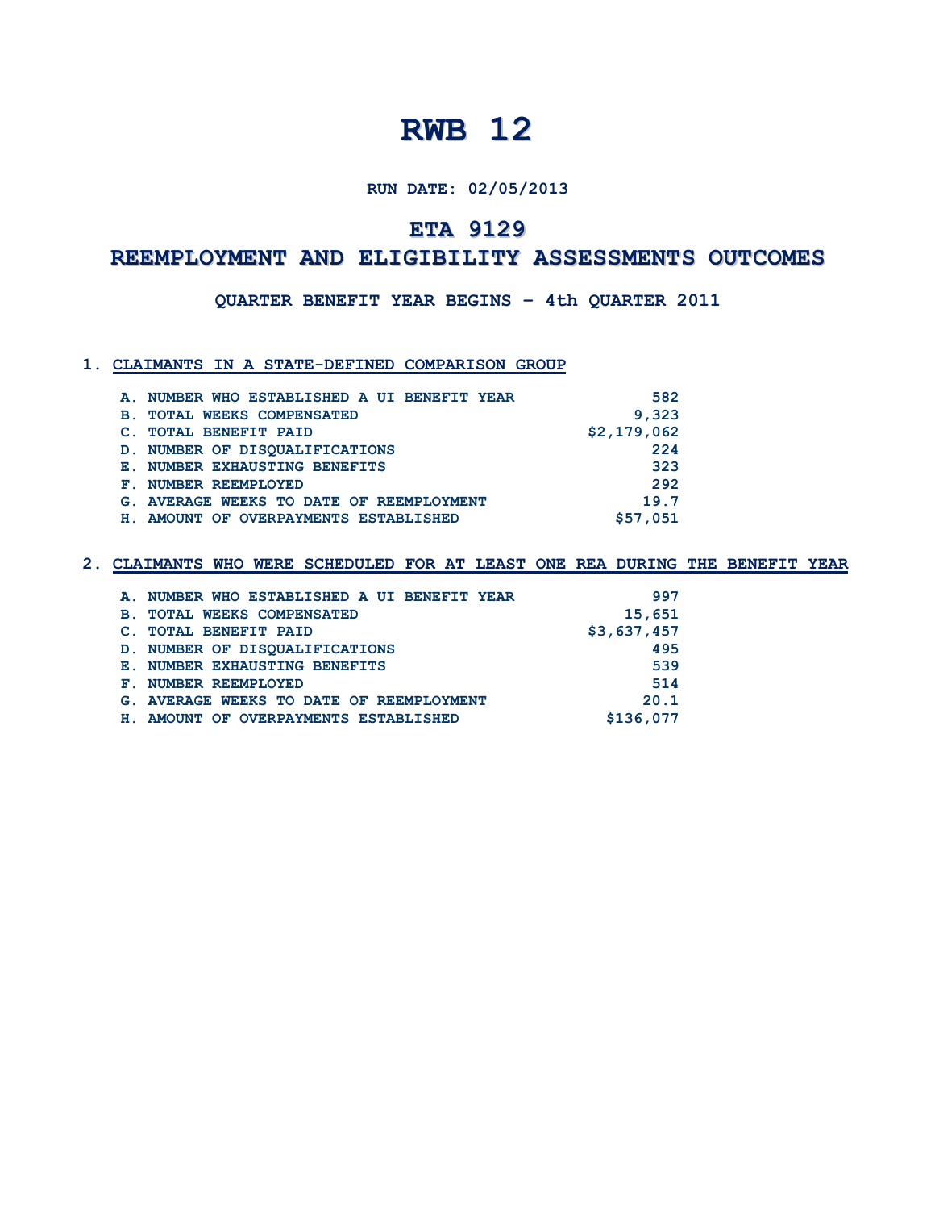# RWB 12

**RUN DATE: 02/05/2013**

## ETA 9129

## REEMPLOYMENT AND ELIGIBILITY ASSESSMENTS OUTCOMES

**QUARTER BENEFIT YEAR BEGINS – 4th QUARTER 2011**

### 1. CLAIMANTS IN A STATE-DEFINED COMPARISON GROUP

| | |
|---|---:|
| A. NUMBER WHO ESTABLISHED A UI BENEFIT YEAR | 582 |
| B. TOTAL WEEKS COMPENSATED | 9,323 |
| C. TOTAL BENEFIT PAID | $2,179,062 |
| D. NUMBER OF DISQUALIFICATIONS | 224 |
| E. NUMBER EXHAUSTING BENEFITS | 323 |
| F. NUMBER REEMPLOYED | 292 |
| G. AVERAGE WEEKS TO DATE OF REEMPLOYMENT | 19.7 |
| H. AMOUNT OF OVERPAYMENTS ESTABLISHED | $57,051 |

### 2. CLAIMANTS WHO WERE SCHEDULED FOR AT LEAST ONE REA DURING THE BENEFIT YEAR

| | |
|---|---:|
| A. NUMBER WHO ESTABLISHED A UI BENEFIT YEAR | 997 |
| B. TOTAL WEEKS COMPENSATED | 15,651 |
| C. TOTAL BENEFIT PAID | $3,637,457 |
| D. NUMBER OF DISQUALIFICATIONS | 495 |
| E. NUMBER EXHAUSTING BENEFITS | 539 |
| F. NUMBER REEMPLOYED | 514 |
| G. AVERAGE WEEKS TO DATE OF REEMPLOYMENT | 20.1 |
| H. AMOUNT OF OVERPAYMENTS ESTABLISHED | $136,077 |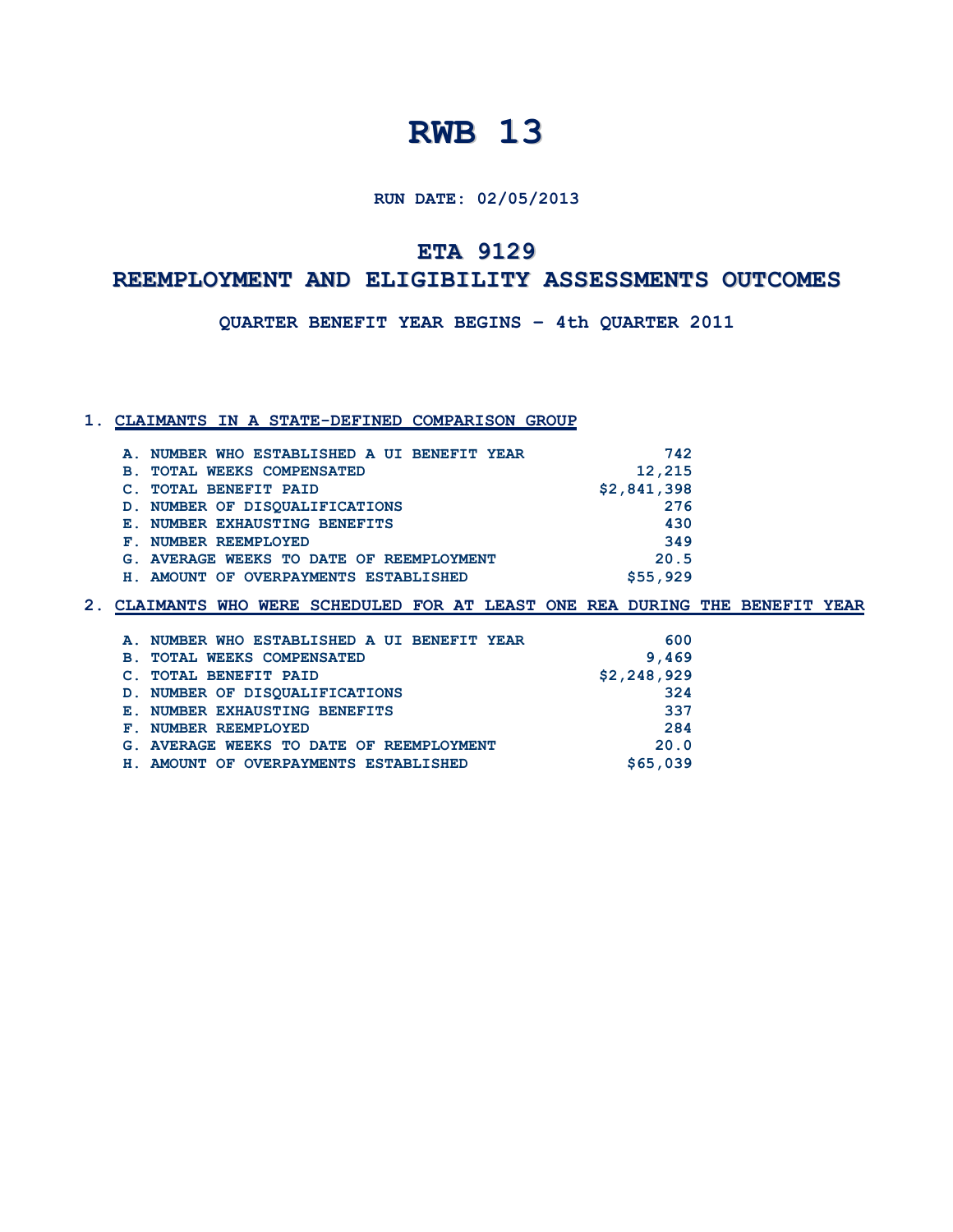# RWB 13

**RUN DATE: 02/05/2013**

## ETA 9129

## REEMPLOYMENT AND ELIGIBILITY ASSESSMENTS OUTCOMES

**QUARTER BENEFIT YEAR BEGINS – 4th QUARTER 2011**

### 1. CLAIMANTS IN A STATE-DEFINED COMPARISON GROUP

| | |
|---|---|
| A. NUMBER WHO ESTABLISHED A UI BENEFIT YEAR | 742 |
| B. TOTAL WEEKS COMPENSATED | 12,215 |
| C. TOTAL BENEFIT PAID | $2,841,398 |
| D. NUMBER OF DISQUALIFICATIONS | 276 |
| E. NUMBER EXHAUSTING BENEFITS | 430 |
| F. NUMBER REEMPLOYED | 349 |
| G. AVERAGE WEEKS TO DATE OF REEMPLOYMENT | 20.5 |
| H. AMOUNT OF OVERPAYMENTS ESTABLISHED | $55,929 |

### 2. CLAIMANTS WHO WERE SCHEDULED FOR AT LEAST ONE REA DURING THE BENEFIT YEAR

| | |
|---|---|
| A. NUMBER WHO ESTABLISHED A UI BENEFIT YEAR | 600 |
| B. TOTAL WEEKS COMPENSATED | 9,469 |
| C. TOTAL BENEFIT PAID | $2,248,929 |
| D. NUMBER OF DISQUALIFICATIONS | 324 |
| E. NUMBER EXHAUSTING BENEFITS | 337 |
| F. NUMBER REEMPLOYED | 284 |
| G. AVERAGE WEEKS TO DATE OF REEMPLOYMENT | 20.0 |
| H. AMOUNT OF OVERPAYMENTS ESTABLISHED | $65,039 |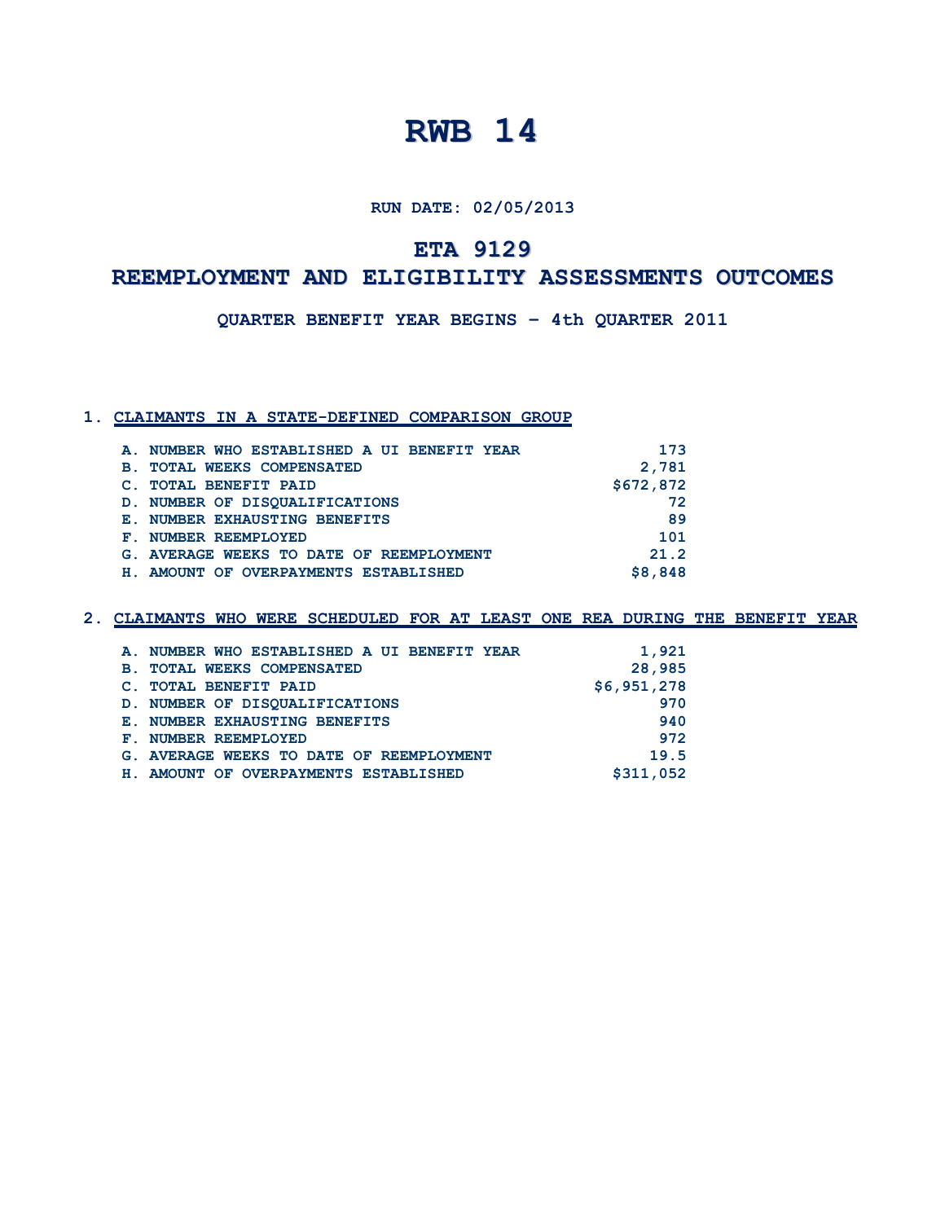# RWB 14

**RUN DATE: 02/05/2013**

## ETA 9129

## REEMPLOYMENT AND ELIGIBILITY ASSESSMENTS OUTCOMES

**QUARTER BENEFIT YEAR BEGINS – 4th QUARTER 2011**

### 1. CLAIMANTS IN A STATE-DEFINED COMPARISON GROUP

| | |
|---|---|
| A. NUMBER WHO ESTABLISHED A UI BENEFIT YEAR | 173 |
| B. TOTAL WEEKS COMPENSATED | 2,781 |
| C. TOTAL BENEFIT PAID | $672,872 |
| D. NUMBER OF DISQUALIFICATIONS | 72 |
| E. NUMBER EXHAUSTING BENEFITS | 89 |
| F. NUMBER REEMPLOYED | 101 |
| G. AVERAGE WEEKS TO DATE OF REEMPLOYMENT | 21.2 |
| H. AMOUNT OF OVERPAYMENTS ESTABLISHED | $8,848 |

### 2. CLAIMANTS WHO WERE SCHEDULED FOR AT LEAST ONE REA DURING THE BENEFIT YEAR

| | |
|---|---|
| A. NUMBER WHO ESTABLISHED A UI BENEFIT YEAR | 1,921 |
| B. TOTAL WEEKS COMPENSATED | 28,985 |
| C. TOTAL BENEFIT PAID | $6,951,278 |
| D. NUMBER OF DISQUALIFICATIONS | 970 |
| E. NUMBER EXHAUSTING BENEFITS | 940 |
| F. NUMBER REEMPLOYED | 972 |
| G. AVERAGE WEEKS TO DATE OF REEMPLOYMENT | 19.5 |
| H. AMOUNT OF OVERPAYMENTS ESTABLISHED | $311,052 |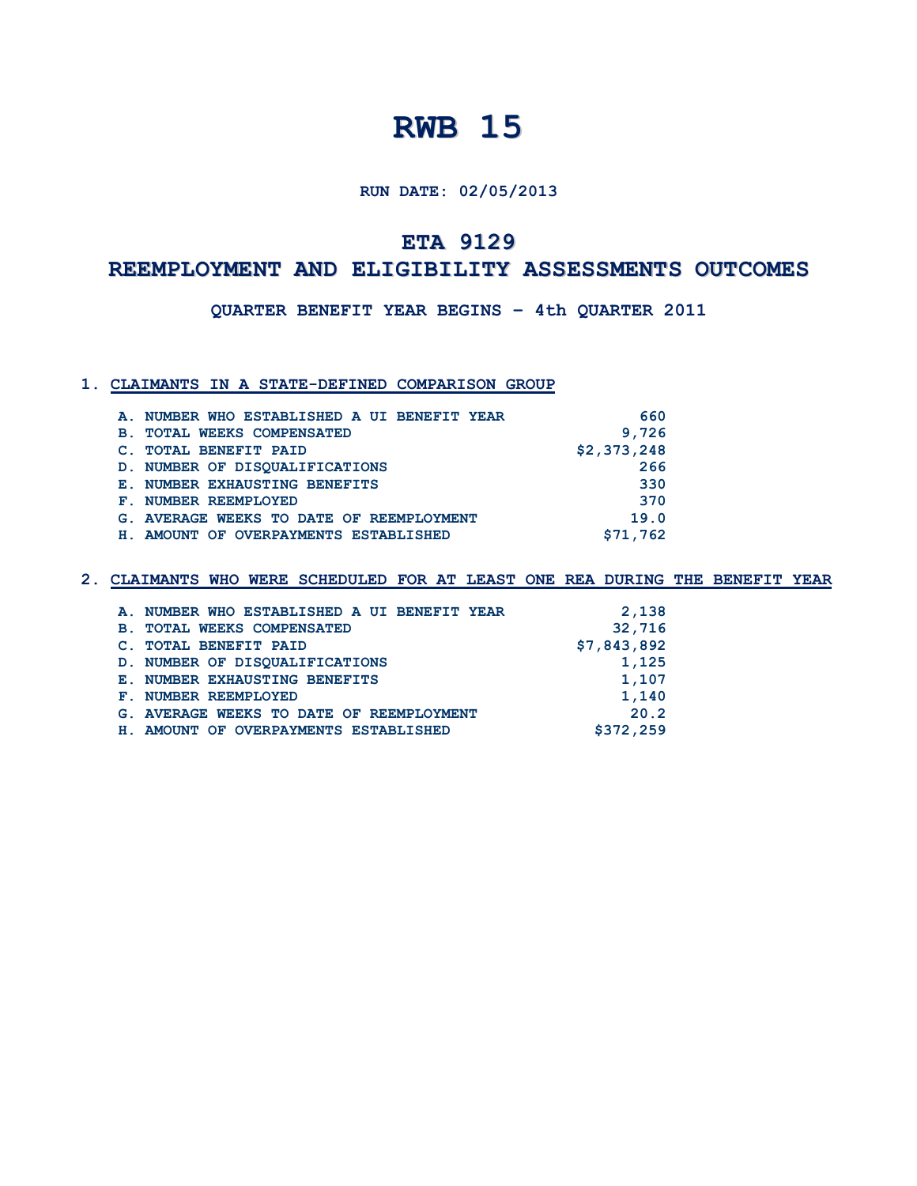# RWB 15

**RUN DATE: 02/05/2013**

## ETA 9129

## REEMPLOYMENT AND ELIGIBILITY ASSESSMENTS OUTCOMES

**QUARTER BENEFIT YEAR BEGINS – 4th QUARTER 2011**

### 1. CLAIMANTS IN A STATE-DEFINED COMPARISON GROUP

| | |
|---|---|
| A. NUMBER WHO ESTABLISHED A UI BENEFIT YEAR | 660 |
| B. TOTAL WEEKS COMPENSATED | 9,726 |
| C. TOTAL BENEFIT PAID | $2,373,248 |
| D. NUMBER OF DISQUALIFICATIONS | 266 |
| E. NUMBER EXHAUSTING BENEFITS | 330 |
| F. NUMBER REEMPLOYED | 370 |
| G. AVERAGE WEEKS TO DATE OF REEMPLOYMENT | 19.0 |
| H. AMOUNT OF OVERPAYMENTS ESTABLISHED | $71,762 |

### 2. CLAIMANTS WHO WERE SCHEDULED FOR AT LEAST ONE REA DURING THE BENEFIT YEAR

| | |
|---|---|
| A. NUMBER WHO ESTABLISHED A UI BENEFIT YEAR | 2,138 |
| B. TOTAL WEEKS COMPENSATED | 32,716 |
| C. TOTAL BENEFIT PAID | $7,843,892 |
| D. NUMBER OF DISQUALIFICATIONS | 1,125 |
| E. NUMBER EXHAUSTING BENEFITS | 1,107 |
| F. NUMBER REEMPLOYED | 1,140 |
| G. AVERAGE WEEKS TO DATE OF REEMPLOYMENT | 20.2 |
| H. AMOUNT OF OVERPAYMENTS ESTABLISHED | $372,259 |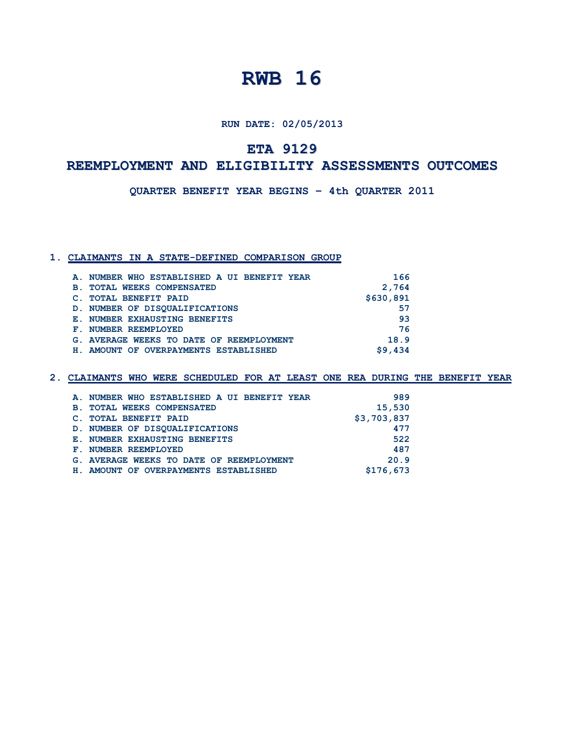# RWB 16

**RUN DATE: 02/05/2013**

## ETA 9129

## REEMPLOYMENT AND ELIGIBILITY ASSESSMENTS OUTCOMES

**QUARTER BENEFIT YEAR BEGINS – 4th QUARTER 2011**

### 1. CLAIMANTS IN A STATE-DEFINED COMPARISON GROUP

| | |
|---|---:|
| A. NUMBER WHO ESTABLISHED A UI BENEFIT YEAR | 166 |
| B. TOTAL WEEKS COMPENSATED | 2,764 |
| C. TOTAL BENEFIT PAID | $630,891 |
| D. NUMBER OF DISQUALIFICATIONS | 57 |
| E. NUMBER EXHAUSTING BENEFITS | 93 |
| F. NUMBER REEMPLOYED | 76 |
| G. AVERAGE WEEKS TO DATE OF REEMPLOYMENT | 18.9 |
| H. AMOUNT OF OVERPAYMENTS ESTABLISHED | $9,434 |

### 2. CLAIMANTS WHO WERE SCHEDULED FOR AT LEAST ONE REA DURING THE BENEFIT YEAR

| | |
|---|---:|
| A. NUMBER WHO ESTABLISHED A UI BENEFIT YEAR | 989 |
| B. TOTAL WEEKS COMPENSATED | 15,530 |
| C. TOTAL BENEFIT PAID | $3,703,837 |
| D. NUMBER OF DISQUALIFICATIONS | 477 |
| E. NUMBER EXHAUSTING BENEFITS | 522 |
| F. NUMBER REEMPLOYED | 487 |
| G. AVERAGE WEEKS TO DATE OF REEMPLOYMENT | 20.9 |
| H. AMOUNT OF OVERPAYMENTS ESTABLISHED | $176,673 |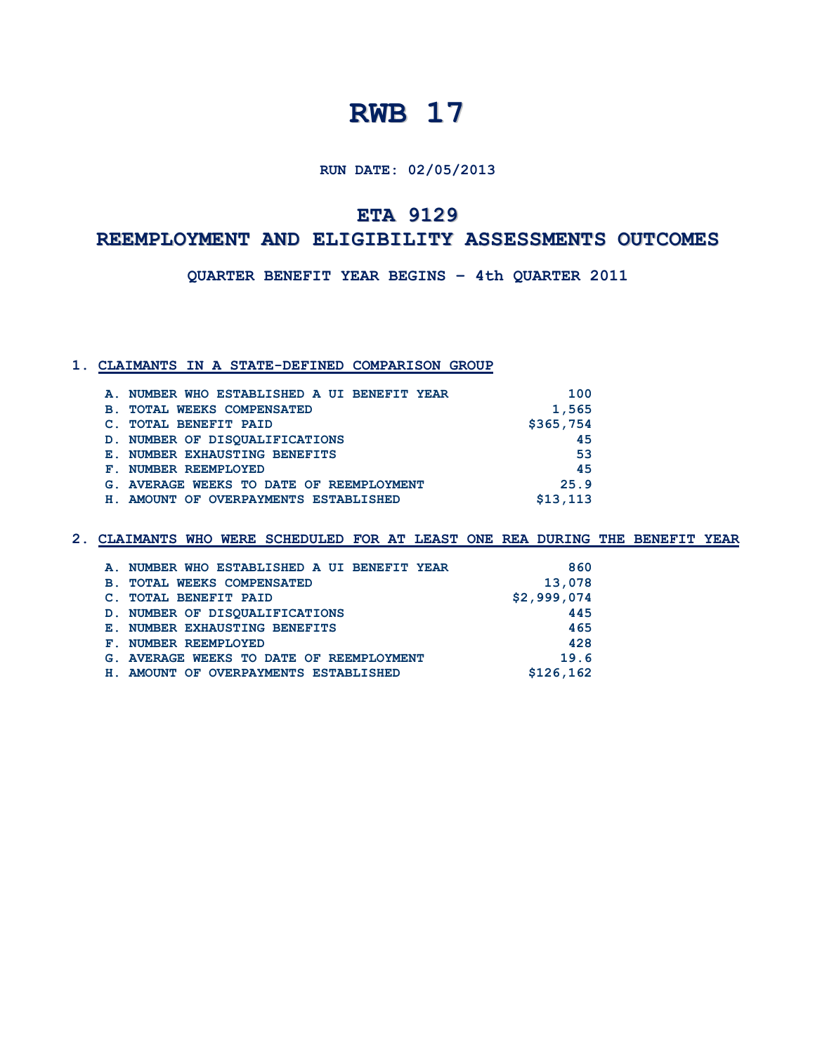# RWB 17

**RUN DATE: 02/05/2013**

## ETA 9129

## REEMPLOYMENT AND ELIGIBILITY ASSESSMENTS OUTCOMES

**QUARTER BENEFIT YEAR BEGINS – 4th QUARTER 2011**

### 1. CLAIMANTS IN A STATE-DEFINED COMPARISON GROUP

| | |
|---|---:|
| A. NUMBER WHO ESTABLISHED A UI BENEFIT YEAR | 100 |
| B. TOTAL WEEKS COMPENSATED | 1,565 |
| C. TOTAL BENEFIT PAID | $365,754 |
| D. NUMBER OF DISQUALIFICATIONS | 45 |
| E. NUMBER EXHAUSTING BENEFITS | 53 |
| F. NUMBER REEMPLOYED | 45 |
| G. AVERAGE WEEKS TO DATE OF REEMPLOYMENT | 25.9 |
| H. AMOUNT OF OVERPAYMENTS ESTABLISHED | $13,113 |

### 2. CLAIMANTS WHO WERE SCHEDULED FOR AT LEAST ONE REA DURING THE BENEFIT YEAR

| | |
|---|---:|
| A. NUMBER WHO ESTABLISHED A UI BENEFIT YEAR | 860 |
| B. TOTAL WEEKS COMPENSATED | 13,078 |
| C. TOTAL BENEFIT PAID | $2,999,074 |
| D. NUMBER OF DISQUALIFICATIONS | 445 |
| E. NUMBER EXHAUSTING BENEFITS | 465 |
| F. NUMBER REEMPLOYED | 428 |
| G. AVERAGE WEEKS TO DATE OF REEMPLOYMENT | 19.6 |
| H. AMOUNT OF OVERPAYMENTS ESTABLISHED | $126,162 |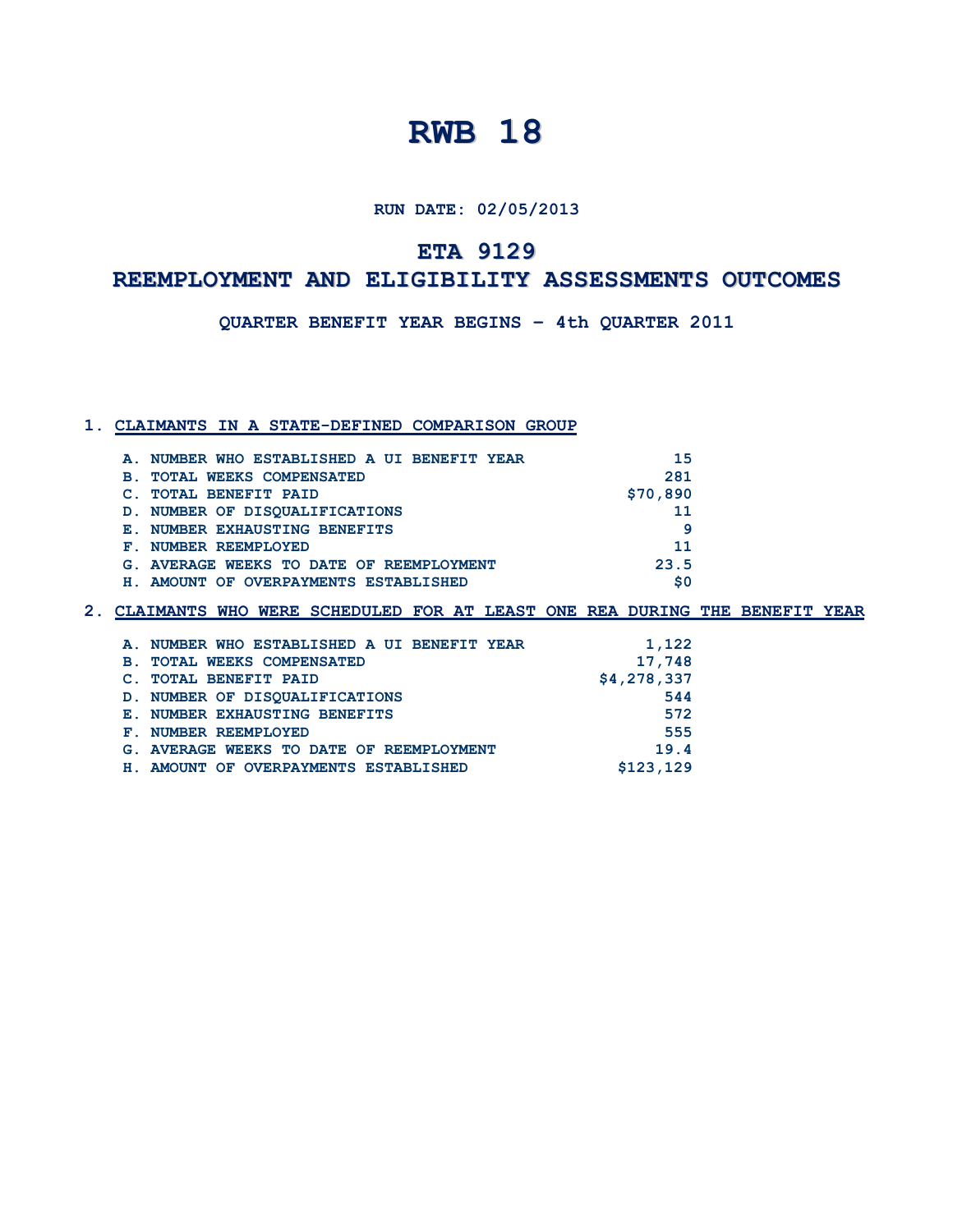# RWB 18

**RUN DATE: 02/05/2013**

## ETA 9129

## REEMPLOYMENT AND ELIGIBILITY ASSESSMENTS OUTCOMES

**QUARTER BENEFIT YEAR BEGINS – 4th QUARTER 2011**

### 1. CLAIMANTS IN A STATE-DEFINED COMPARISON GROUP

| | |
|---|---:|
| A. NUMBER WHO ESTABLISHED A UI BENEFIT YEAR | 15 |
| B. TOTAL WEEKS COMPENSATED | 281 |
| C. TOTAL BENEFIT PAID | $70,890 |
| D. NUMBER OF DISQUALIFICATIONS | 11 |
| E. NUMBER EXHAUSTING BENEFITS | 9 |
| F. NUMBER REEMPLOYED | 11 |
| G. AVERAGE WEEKS TO DATE OF REEMPLOYMENT | 23.5 |
| H. AMOUNT OF OVERPAYMENTS ESTABLISHED | $0 |

### 2. CLAIMANTS WHO WERE SCHEDULED FOR AT LEAST ONE REA DURING THE BENEFIT YEAR

| | |
|---|---:|
| A. NUMBER WHO ESTABLISHED A UI BENEFIT YEAR | 1,122 |
| B. TOTAL WEEKS COMPENSATED | 17,748 |
| C. TOTAL BENEFIT PAID | $4,278,337 |
| D. NUMBER OF DISQUALIFICATIONS | 544 |
| E. NUMBER EXHAUSTING BENEFITS | 572 |
| F. NUMBER REEMPLOYED | 555 |
| G. AVERAGE WEEKS TO DATE OF REEMPLOYMENT | 19.4 |
| H. AMOUNT OF OVERPAYMENTS ESTABLISHED | $123,129 |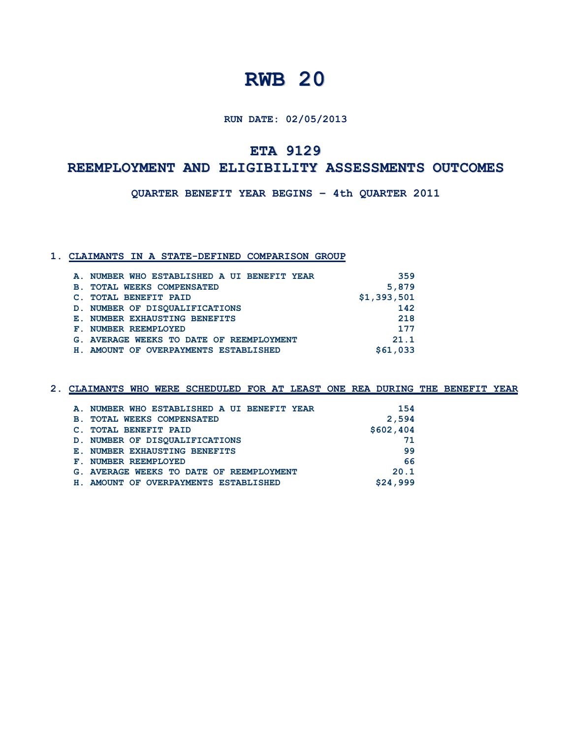# RWB 20

**RUN DATE: 02/05/2013**

## ETA 9129

## REEMPLOYMENT AND ELIGIBILITY ASSESSMENTS OUTCOMES

**QUARTER BENEFIT YEAR BEGINS – 4th QUARTER 2011**

### 1. CLAIMANTS IN A STATE-DEFINED COMPARISON GROUP

| | |
|---|---|
| A. NUMBER WHO ESTABLISHED A UI BENEFIT YEAR | 359 |
| B. TOTAL WEEKS COMPENSATED | 5,879 |
| C. TOTAL BENEFIT PAID | $1,393,501 |
| D. NUMBER OF DISQUALIFICATIONS | 142 |
| E. NUMBER EXHAUSTING BENEFITS | 218 |
| F. NUMBER REEMPLOYED | 177 |
| G. AVERAGE WEEKS TO DATE OF REEMPLOYMENT | 21.1 |
| H. AMOUNT OF OVERPAYMENTS ESTABLISHED | $61,033 |

### 2. CLAIMANTS WHO WERE SCHEDULED FOR AT LEAST ONE REA DURING THE BENEFIT YEAR

| | |
|---|---|
| A. NUMBER WHO ESTABLISHED A UI BENEFIT YEAR | 154 |
| B. TOTAL WEEKS COMPENSATED | 2,594 |
| C. TOTAL BENEFIT PAID | $602,404 |
| D. NUMBER OF DISQUALIFICATIONS | 71 |
| E. NUMBER EXHAUSTING BENEFITS | 99 |
| F. NUMBER REEMPLOYED | 66 |
| G. AVERAGE WEEKS TO DATE OF REEMPLOYMENT | 20.1 |
| H. AMOUNT OF OVERPAYMENTS ESTABLISHED | $24,999 |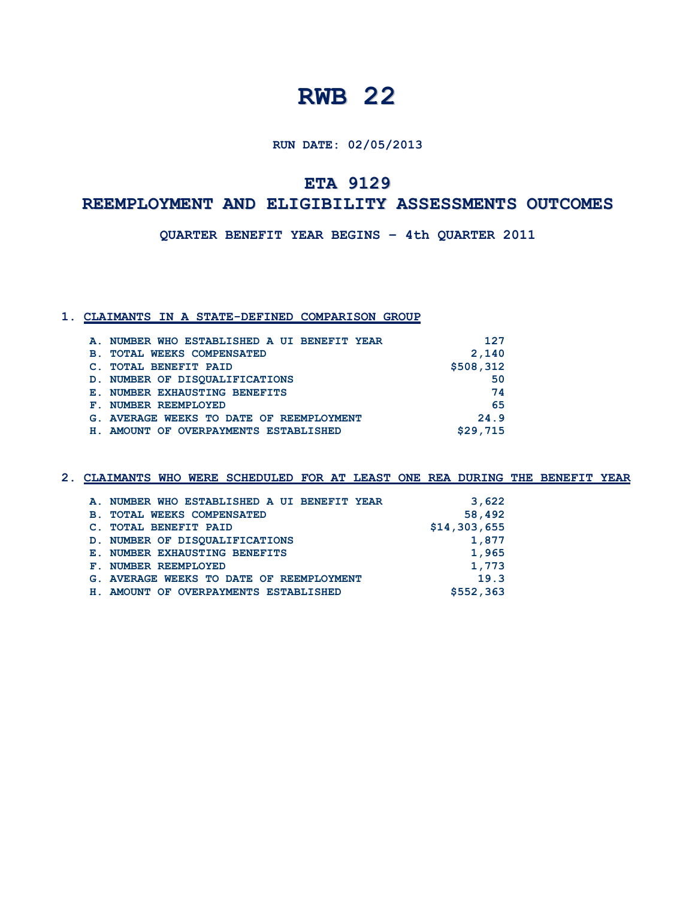# RWB 22

**RUN DATE: 02/05/2013**

## ETA 9129

## REEMPLOYMENT AND ELIGIBILITY ASSESSMENTS OUTCOMES

**QUARTER BENEFIT YEAR BEGINS – 4th QUARTER 2011**

### 1. CLAIMANTS IN A STATE-DEFINED COMPARISON GROUP

| | |
|---|---:|
| A. NUMBER WHO ESTABLISHED A UI BENEFIT YEAR | 127 |
| B. TOTAL WEEKS COMPENSATED | 2,140 |
| C. TOTAL BENEFIT PAID | $508,312 |
| D. NUMBER OF DISQUALIFICATIONS | 50 |
| E. NUMBER EXHAUSTING BENEFITS | 74 |
| F. NUMBER REEMPLOYED | 65 |
| G. AVERAGE WEEKS TO DATE OF REEMPLOYMENT | 24.9 |
| H. AMOUNT OF OVERPAYMENTS ESTABLISHED | $29,715 |

### 2. CLAIMANTS WHO WERE SCHEDULED FOR AT LEAST ONE REA DURING THE BENEFIT YEAR

| | |
|---|---:|
| A. NUMBER WHO ESTABLISHED A UI BENEFIT YEAR | 3,622 |
| B. TOTAL WEEKS COMPENSATED | 58,492 |
| C. TOTAL BENEFIT PAID | $14,303,655 |
| D. NUMBER OF DISQUALIFICATIONS | 1,877 |
| E. NUMBER EXHAUSTING BENEFITS | 1,965 |
| F. NUMBER REEMPLOYED | 1,773 |
| G. AVERAGE WEEKS TO DATE OF REEMPLOYMENT | 19.3 |
| H. AMOUNT OF OVERPAYMENTS ESTABLISHED | $552,363 |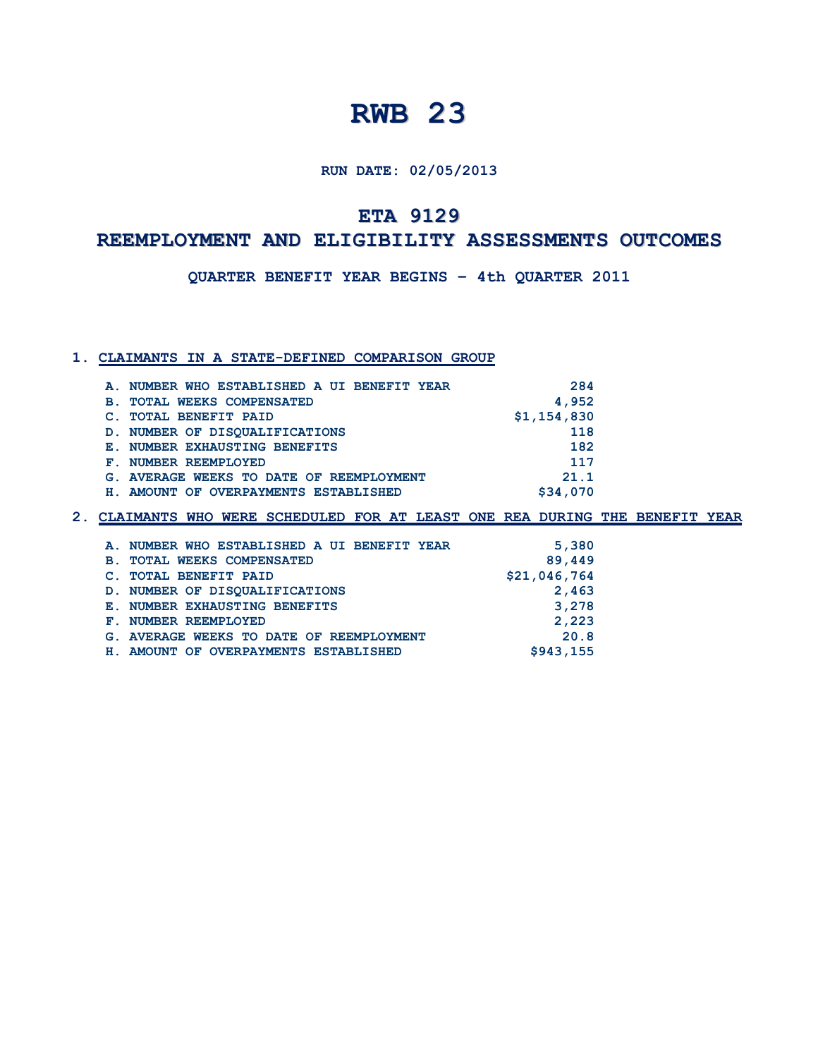# RWB 23

**RUN DATE: 02/05/2013**

## ETA 9129

## REEMPLOYMENT AND ELIGIBILITY ASSESSMENTS OUTCOMES

**QUARTER BENEFIT YEAR BEGINS – 4th QUARTER 2011**

### 1. CLAIMANTS IN A STATE-DEFINED COMPARISON GROUP

| | |
|---|---|
| A. NUMBER WHO ESTABLISHED A UI BENEFIT YEAR | 284 |
| B. TOTAL WEEKS COMPENSATED | 4,952 |
| C. TOTAL BENEFIT PAID | $1,154,830 |
| D. NUMBER OF DISQUALIFICATIONS | 118 |
| E. NUMBER EXHAUSTING BENEFITS | 182 |
| F. NUMBER REEMPLOYED | 117 |
| G. AVERAGE WEEKS TO DATE OF REEMPLOYMENT | 21.1 |
| H. AMOUNT OF OVERPAYMENTS ESTABLISHED | $34,070 |

### 2. CLAIMANTS WHO WERE SCHEDULED FOR AT LEAST ONE REA DURING THE BENEFIT YEAR

| | |
|---|---|
| A. NUMBER WHO ESTABLISHED A UI BENEFIT YEAR | 5,380 |
| B. TOTAL WEEKS COMPENSATED | 89,449 |
| C. TOTAL BENEFIT PAID | $21,046,764 |
| D. NUMBER OF DISQUALIFICATIONS | 2,463 |
| E. NUMBER EXHAUSTING BENEFITS | 3,278 |
| F. NUMBER REEMPLOYED | 2,223 |
| G. AVERAGE WEEKS TO DATE OF REEMPLOYMENT | 20.8 |
| H. AMOUNT OF OVERPAYMENTS ESTABLISHED | $943,155 |